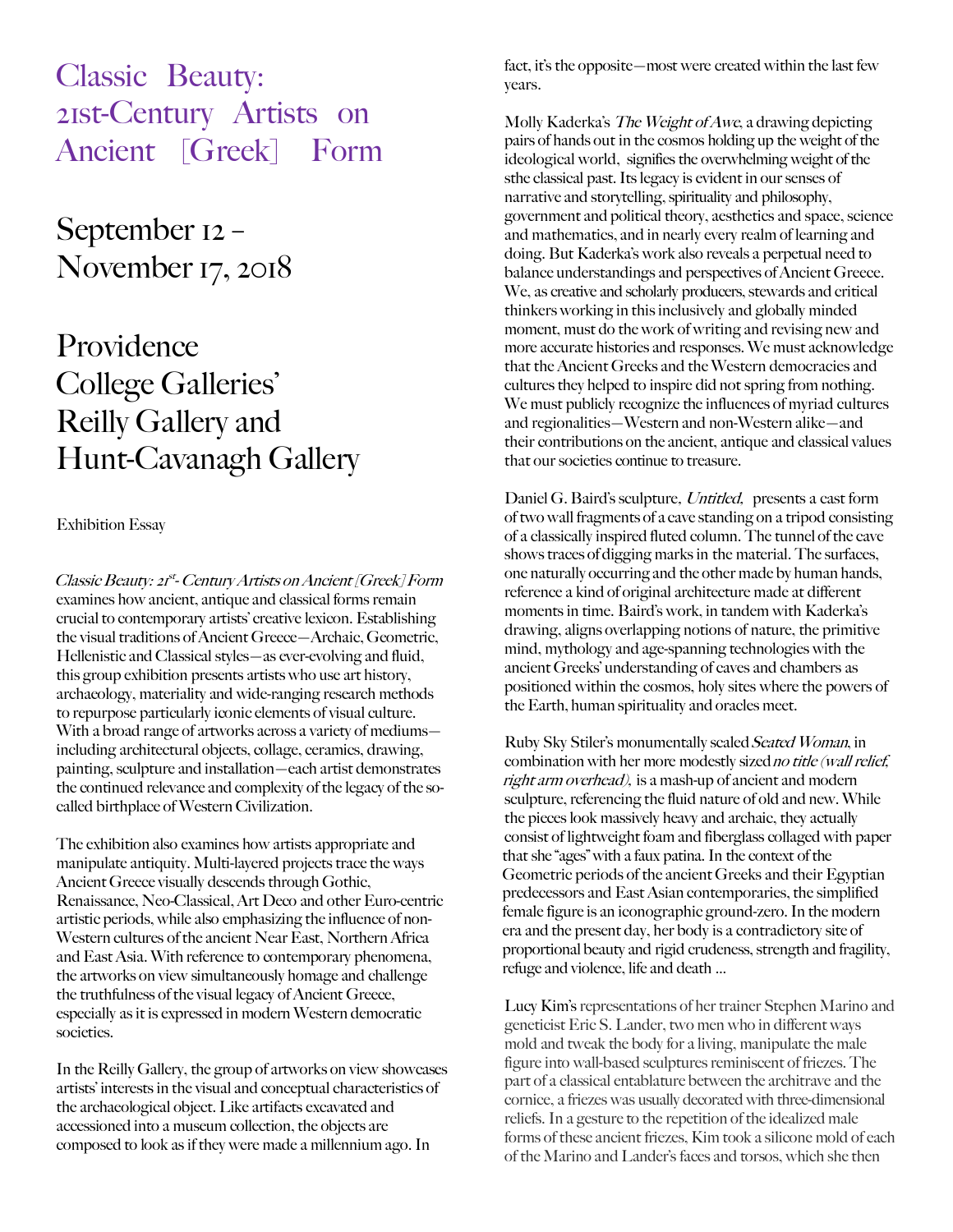# Classic Beauty: 21st-Century Artists on Ancient [Greek] Form

## September 12 – November 17, 2018

## Providence College Galleries' Reilly Gallery and Hunt-Cavanagh Gallery

Exhibition Essay

*Classic Beauty: 21st- Century Artists on Ancient [Greek] Form* examines how ancient, antique and classical forms remain crucial to contemporary artists' creative lexicon. Establishing the visual traditions of Ancient Greece—Archaic, Geometric, Hellenistic and Classical styles—as ever-evolving and fluid, this group exhibition presents artists who use art history, archaeology, materiality and wide-ranging research methods to repurpose particularly iconic elements of visual culture. With a broad range of artworks across a variety of mediums—including architectural objects, collage, ceramics, drawing, painting, sculpture and installation—each artist demonstrates the continued relevance and complexity of the legacy of the so-called birthplace of Western Civilization.

The exhibition also examines how artists appropriate and manipulate antiquity. Multi-layered projects trace the ways Ancient Greece visually descends through Gothic, Renaissance, Neo-Classical, Art Deco and other Euro-centric artistic periods, while also emphasizing the influence of non-Western cultures of the ancient Near East, Northern Africa and East Asia. With reference to contemporary phenomena, the artworks on view simultaneously homage and challenge the truthfulness of the visual legacy of Ancient Greece, especially as it is expressed in modern Western democratic societies.

In the Reilly Gallery, the group of artworks on view showcases artists' interests in the visual and conceptual characteristics of the archaeological object. Like artifacts excavated and accessioned into a museum collection, the objects are composed to look as if they were made a millennium ago. In fact, it's the opposite—most were created within the last few years.

Molly Kaderka's *The Weight of Awe*, a drawing depicting pairs of hands out in the cosmos holding up the weight of the ideological world, signifies the overwhelming weight of the sthe classical past. Its legacy is evident in our senses of narrative and storytelling, spirituality and philosophy, government and political theory, aesthetics and space, science and mathematics, and in nearly every realm of learning and doing. But Kaderka's work also reveals a perpetual need to balance understandings and perspectives of Ancient Greece. We, as creative and scholarly producers, stewards and critical thinkers working in this inclusively and globally minded moment, must do the work of writing and revising new and more accurate histories and responses. We must acknowledge that the Ancient Greeks and the Western democracies and cultures they helped to inspire did not spring from nothing. We must publicly recognize the influences of myriad cultures and regionalities—Western and non-Western alike—and their contributions on the ancient, antique and classical values that our societies continue to treasure.

Daniel G. Baird's sculpture, *Untitled,* presents a cast form of two wall fragments of a cave standing on a tripod consisting of a classically inspired fluted column. The tunnel of the cave shows traces of digging marks in the material. The surfaces, one naturally occurring and the other made by human hands, reference a kind of original architecture made at different moments in time. Baird's work, in tandem with Kaderka's drawing, aligns overlapping notions of nature, the primitive mind, mythology and age-spanning technologies with the ancient Greeks' understanding of caves and chambers as positioned within the cosmos, holy sites where the powers of the Earth, human spirituality and oracles meet.

Ruby Sky Stiler's monumentally scaled *Seated Woman*, in combination with her more modestly sized *no title (wall relief, right arm overhead),* is a mash-up of ancient and modern sculpture, referencing the fluid nature of old and new. While the pieces look massively heavy and archaic, they actually consist of lightweight foam and fiberglass collaged with paper that she "ages" with a faux patina. In the context of the Geometric periods of the ancient Greeks and their Egyptian predecessors and East Asian contemporaries, the simplified female figure is an iconographic ground-zero. In the modern era and the present day, her body is a contradictory site of proportional beauty and rigid crudeness, strength and fragility, refuge and violence, life and death ...

Lucy Kim's representations of her trainer Stephen Marino and geneticist Eric S. Lander, two men who in different ways mold and tweak the body for a living, manipulate the male figure into wall-based sculptures reminiscent of friezes. The part of a classical entablature between the architrave and the cornice, a friezes was usually decorated with three-dimensional reliefs. In a gesture to the repetition of the idealized male forms of these ancient friezes, Kim took a silicone mold of each of the Marino and Lander's faces and torsos, which she then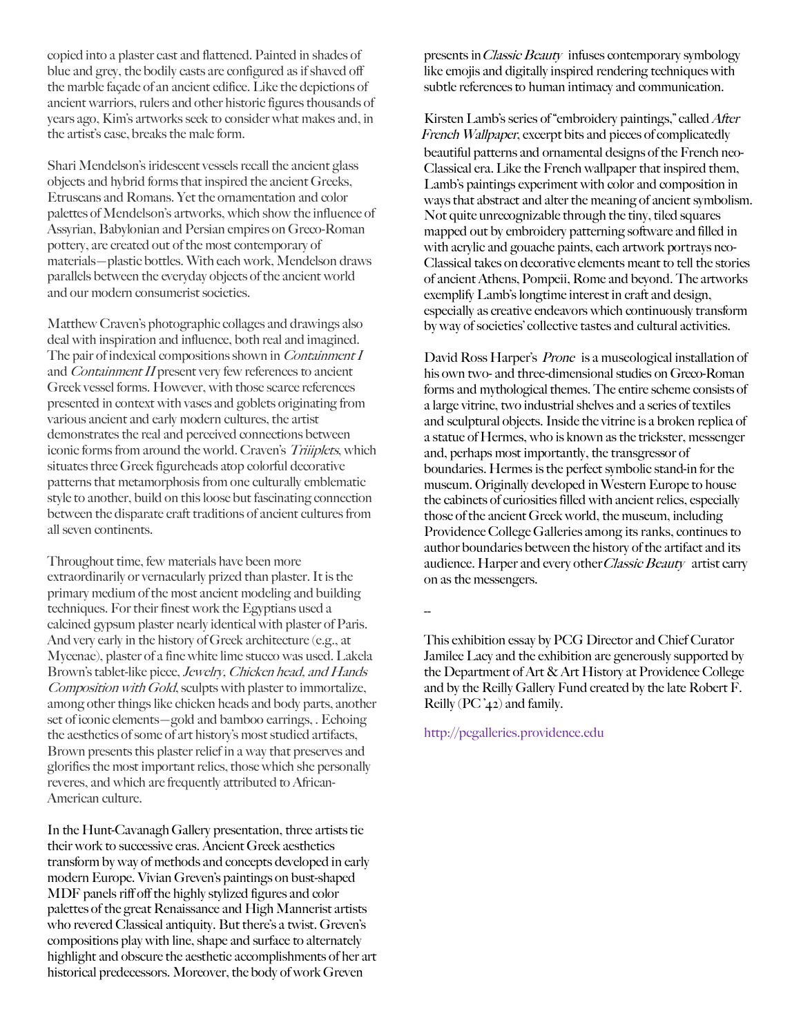copied into a plaster cast and flattened. Painted in shades of blue and grey, the bodily casts are configured as if shaved off the marble façade of an ancient edifice. Like the depictions of ancient warriors, rulers and other historic figures thousands of years ago, Kim's artworks seek to consider what makes and, in the artist's case, breaks the male form.

Shari Mendelson's iridescent vessels recall the ancient glass objects and hybrid forms that inspired the ancient Greeks, Etruscans and Romans. Yet the ornamentation and color palettes of Mendelson's artworks, which show the influence of Assyrian, Babylonian and Persian empires on Greco-Roman pottery, are created out of the most contemporary of materials—plastic bottles. With each work, Mendelson draws parallels between the everyday objects of the ancient world and our modern consumerist societies.

Matthew Craven's photographic collages and drawings also deal with inspiration and influence, both real and imagined. The pair of indexical compositions shown in *Containment I* and *Containment II* present very few references to ancient Greek vessel forms. However, with those scarce references presented in context with vases and goblets originating from various ancient and early modern cultures, the artist demonstrates the real and perceived connections between iconic forms from around the world. Craven's *Triiplets*, which situates three Greek figureheads atop colorful decorative patterns that metamorphosis from one culturally emblematic style to another, build on this loose but fascinating connection between the disparate craft traditions of ancient cultures from all seven continents.

Throughout time, few materials have been more extraordinarily or vernacularly prized than plaster. It is the primary medium of the most ancient modeling and building techniques. For their finest work the Egyptians used a calcined gypsum plaster nearly identical with plaster of Paris. And very early in the history of Greek architecture (e.g., at Mycenae), plaster of a fine white lime stucco was used. Lakela Brown's tablet-like piece, *Jewelry, Chicken head, and Hands Composition with Gold*, sculpts with plaster to immortalize, among other things like chicken heads and body parts, another set of iconic elements—gold and bamboo earrings, . Echoing the aesthetics of some of art history's most studied artifacts, Brown presents this plaster relief in a way that preserves and glorifies the most important relics, those which she personally reveres, and which are frequently attributed to African-American culture.

In the Hunt-Cavanagh Gallery presentation, three artists tie their work to successive eras. Ancient Greek aesthetics transform by way of methods and concepts developed in early modern Europe. Vivian Greven's paintings on bust-shaped MDF panels riff off the highly stylized figures and color palettes of the great Renaissance and High Mannerist artists who revered Classical antiquity. But there's a twist. Greven's compositions play with line, shape and surface to alternately highlight and obscure the aesthetic accomplishments of her art historical predecessors. Moreover, the body of work Greven presents in *Classic Beauty* infuses contemporary symbology like emojis and digitally inspired rendering techniques with subtle references to human intimacy and communication.

Kirsten Lamb's series of "embroidery paintings," called *After French Wallpaper*, excerpt bits and pieces of complicatedly beautiful patterns and ornamental designs of the French neo-Classical era. Like the French wallpaper that inspired them, Lamb's paintings experiment with color and composition in ways that abstract and alter the meaning of ancient symbolism. Not quite unrecognizable through the tiny, tiled squares mapped out by embroidery patterning software and filled in with acrylic and gouache paints, each artwork portrays neo-Classical takes on decorative elements meant to tell the stories of ancient Athens, Pompeii, Rome and beyond. The artworks exemplify Lamb's longtime interest in craft and design, especially as creative endeavors which continuously transform by way of societies' collective tastes and cultural activities.

David Ross Harper's *Prone* is a museological installation of his own two- and three-dimensional studies on Greco-Roman forms and mythological themes. The entire scheme consists of a large vitrine, two industrial shelves and a series of textiles and sculptural objects. Inside the vitrine is a broken replica of a statue of Hermes, who is known as the trickster, messenger and, perhaps most importantly, the transgressor of boundaries. Hermes is the perfect symbolic stand-in for the museum. Originally developed in Western Europe to house the cabinets of curiosities filled with ancient relics, especially those of the ancient Greek world, the museum, including Providence College Galleries among its ranks, continues to author boundaries between the history of the artifact and its audience. Harper and every other *Classic Beauty* artist carry on as the messengers.

--

This exhibition essay by PCG Director and Chief Curator Jamilee Lacy and the exhibition are generously supported by the Department of Art & Art History at Providence College and by the Reilly Gallery Fund created by the late Robert F. Reilly (PC '42) and family.

http://pcgalleries.providence.edu